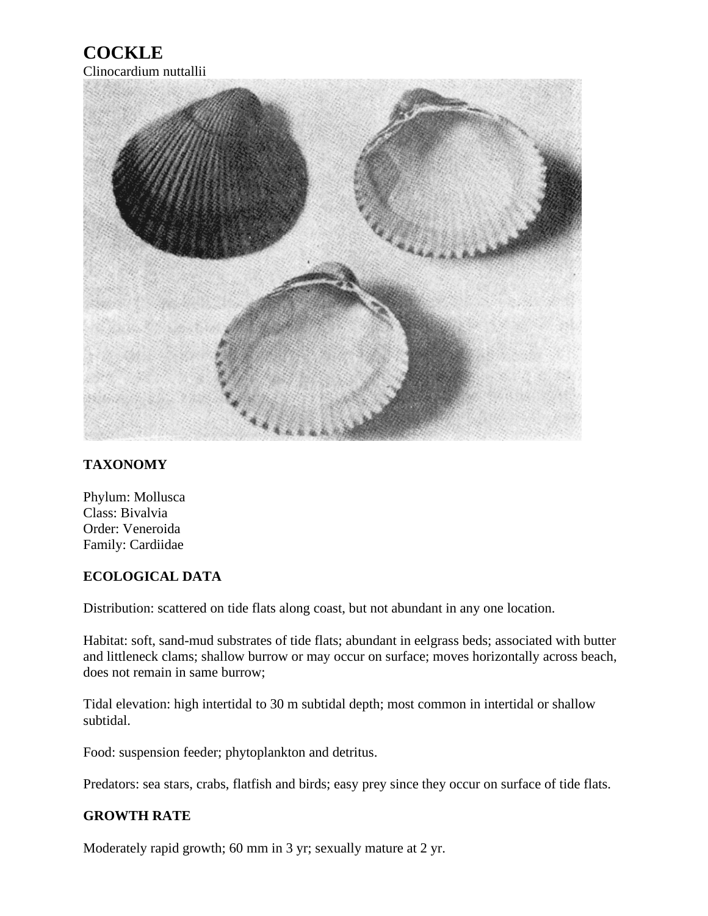# COCKLE

*Clinocardium nuttallii*

### TAXONOMY

Phylum: Mollusca
Class: Bivalvia
Order: Veneroida
Family: Cardiidae

### ECOLOGICAL DATA

Distribution: scattered on tide flats along coast, but not abundant in any one location.

Habitat: soft, sand-mud substrates of tide flats; abundant in eelgrass beds; associated with butter and littleneck clams; shallow burrow or may occur on surface; moves horizontally across beach, does not remain in same burrow;

Tidal elevation: high intertidal to 30 m subtidal depth; most common in intertidal or shallow subtidal.

Food: suspension feeder; phytoplankton and detritus.

Predators: sea stars, crabs, flatfish and birds; easy prey since they occur on surface of tide flats.

### GROWTH RATE

Moderately rapid growth; 60 mm in 3 yr; sexually mature at 2 yr.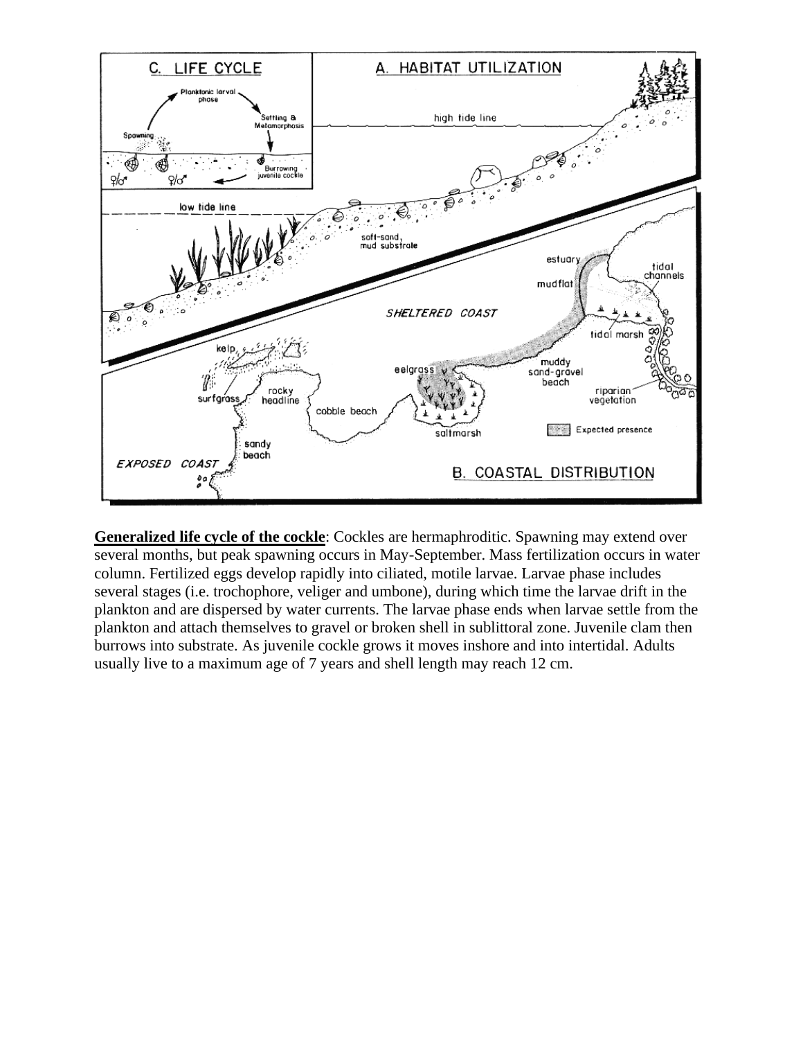C. LIFE CYCLE

Planktonic larval phase

Settling & Metamorphosis

Spawning

Burrowing juvenile cockle

♀/♂

♀/♂

A. HABITAT UTILIZATION

high tide line

low tide line

soft-sand, mud substrate

SHELTERED COAST

estuary

mudflat

tidal channels

tidal marsh

kelp

surfgrass

rocky headline

cobble beach

eelgrass

muddy sand-gravel beach

riparian vegetation

saltmarsh

Expected presence

sandy beach

EXPOSED COAST

B. COASTAL DISTRIBUTION

**Generalized life cycle of the cockle**: Cockles are hermaphroditic. Spawning may extend over several months, but peak spawning occurs in May-September. Mass fertilization occurs in water column. Fertilized eggs develop rapidly into ciliated, motile larvae. Larvae phase includes several stages (i.e. trochophore, veliger and umbone), during which time the larvae drift in the plankton and are dispersed by water currents. The larvae phase ends when larvae settle from the plankton and attach themselves to gravel or broken shell in sublittoral zone. Juvenile clam then burrows into substrate. As juvenile cockle grows it moves inshore and into intertidal. Adults usually live to a maximum age of 7 years and shell length may reach 12 cm.